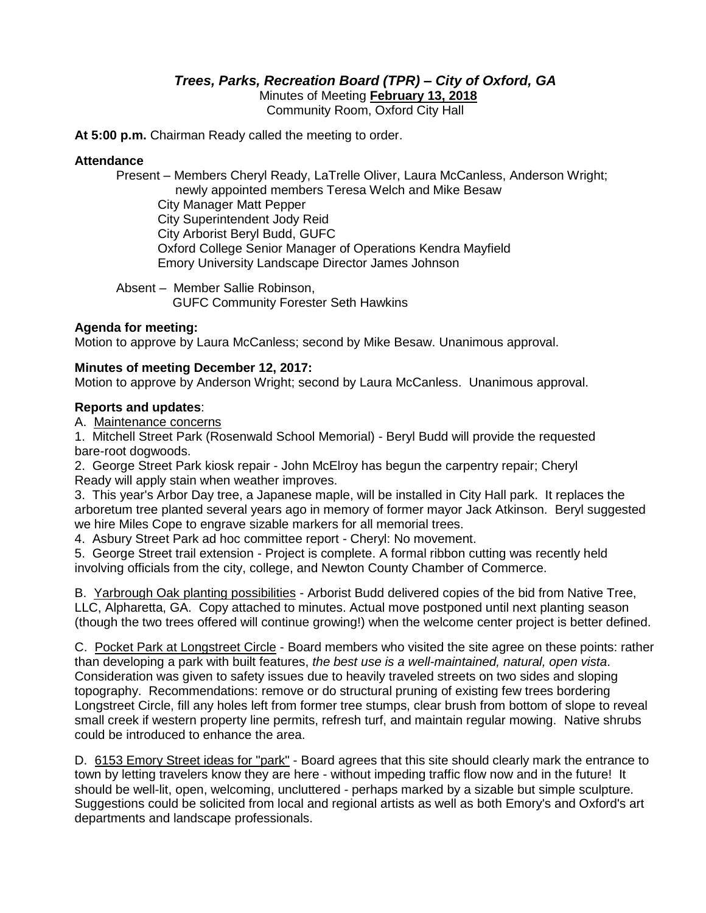# *Trees, Parks, Recreation Board (TPR) – City of Oxford, GA*

Minutes of Meeting **February 13, 2018**
Community Room, Oxford City Hall

**At 5:00 p.m.** Chairman Ready called the meeting to order.

**Attendance**

Present – Members Cheryl Ready, LaTrelle Oliver, Laura McCanless, Anderson Wright; newly appointed members Teresa Welch and Mike Besaw
City Manager Matt Pepper
City Superintendent Jody Reid
City Arborist Beryl Budd, GUFC
Oxford College Senior Manager of Operations Kendra Mayfield
Emory University Landscape Director James Johnson

Absent – Member Sallie Robinson,
GUFC Community Forester Seth Hawkins

**Agenda for meeting:**
Motion to approve by Laura McCanless; second by Mike Besaw. Unanimous approval.

**Minutes of meeting December 12, 2017:**
Motion to approve by Anderson Wright; second by Laura McCanless. Unanimous approval.

**Reports and updates**:

A. <u>Maintenance concerns</u>

1. Mitchell Street Park (Rosenwald School Memorial) - Beryl Budd will provide the requested bare-root dogwoods.
2. George Street Park kiosk repair - John McElroy has begun the carpentry repair; Cheryl Ready will apply stain when weather improves.
3. This year's Arbor Day tree, a Japanese maple, will be installed in City Hall park. It replaces the arboretum tree planted several years ago in memory of former mayor Jack Atkinson. Beryl suggested we hire Miles Cope to engrave sizable markers for all memorial trees.
4. Asbury Street Park ad hoc committee report - Cheryl: No movement.
5. George Street trail extension - Project is complete. A formal ribbon cutting was recently held involving officials from the city, college, and Newton County Chamber of Commerce.

B. <u>Yarbrough Oak planting possibilities</u> - Arborist Budd delivered copies of the bid from Native Tree, LLC, Alpharetta, GA. Copy attached to minutes. Actual move postponed until next planting season (though the two trees offered will continue growing!) when the welcome center project is better defined.

C. <u>Pocket Park at Longstreet Circle</u> - Board members who visited the site agree on these points: rather than developing a park with built features, *the best use is a well-maintained, natural, open vista*. Consideration was given to safety issues due to heavily traveled streets on two sides and sloping topography. Recommendations: remove or do structural pruning of existing few trees bordering Longstreet Circle, fill any holes left from former tree stumps, clear brush from bottom of slope to reveal small creek if western property line permits, refresh turf, and maintain regular mowing. Native shrubs could be introduced to enhance the area.

D. <u>6153 Emory Street ideas for "park"</u> - Board agrees that this site should clearly mark the entrance to town by letting travelers know they are here - without impeding traffic flow now and in the future! It should be well-lit, open, welcoming, uncluttered - perhaps marked by a sizable but simple sculpture. Suggestions could be solicited from local and regional artists as well as both Emory's and Oxford's art departments and landscape professionals.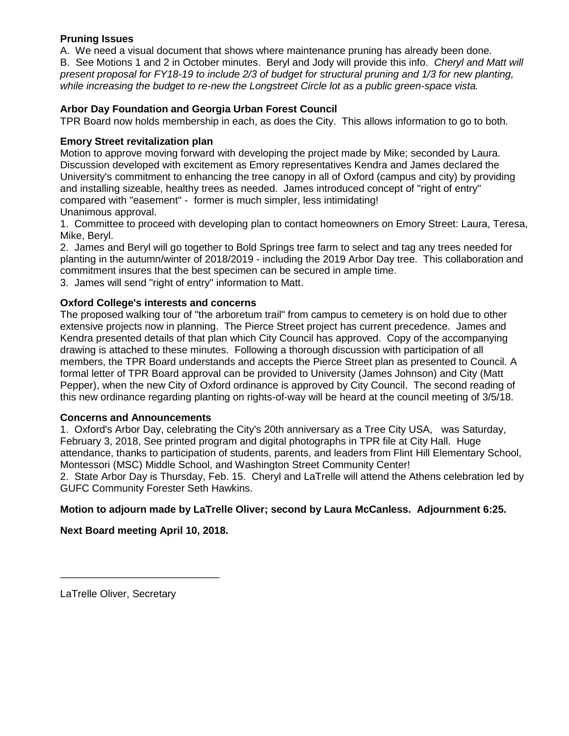**Pruning Issues**

A. We need a visual document that shows where maintenance pruning has already been done.
B. See Motions 1 and 2 in October minutes. Beryl and Jody will provide this info. *Cheryl and Matt will present proposal for FY18-19 to include 2/3 of budget for structural pruning and 1/3 for new planting, while increasing the budget to re-new the Longstreet Circle lot as a public green-space vista.*

**Arbor Day Foundation and Georgia Urban Forest Council**

TPR Board now holds membership in each, as does the City. This allows information to go to both.

**Emory Street revitalization plan**

Motion to approve moving forward with developing the project made by Mike; seconded by Laura. Discussion developed with excitement as Emory representatives Kendra and James declared the University's commitment to enhancing the tree canopy in all of Oxford (campus and city) by providing and installing sizeable, healthy trees as needed. James introduced concept of "right of entry" compared with "easement" - former is much simpler, less intimidating!
Unanimous approval.

1. Committee to proceed with developing plan to contact homeowners on Emory Street: Laura, Teresa, Mike, Beryl.
2. James and Beryl will go together to Bold Springs tree farm to select and tag any trees needed for planting in the autumn/winter of 2018/2019 - including the 2019 Arbor Day tree. This collaboration and commitment insures that the best specimen can be secured in ample time.
3. James will send "right of entry" information to Matt.

**Oxford College's interests and concerns**

The proposed walking tour of "the arboretum trail" from campus to cemetery is on hold due to other extensive projects now in planning. The Pierce Street project has current precedence. James and Kendra presented details of that plan which City Council has approved. Copy of the accompanying drawing is attached to these minutes. Following a thorough discussion with participation of all members, the TPR Board understands and accepts the Pierce Street plan as presented to Council. A formal letter of TPR Board approval can be provided to University (James Johnson) and City (Matt Pepper), when the new City of Oxford ordinance is approved by City Council. The second reading of this new ordinance regarding planting on rights-of-way will be heard at the council meeting of 3/5/18.

**Concerns and Announcements**

1. Oxford's Arbor Day, celebrating the City's 20th anniversary as a Tree City USA, was Saturday, February 3, 2018, See printed program and digital photographs in TPR file at City Hall. Huge attendance, thanks to participation of students, parents, and leaders from Flint Hill Elementary School, Montessori (MSC) Middle School, and Washington Street Community Center!
2. State Arbor Day is Thursday, Feb. 15. Cheryl and LaTrelle will attend the Athens celebration led by GUFC Community Forester Seth Hawkins.

**Motion to adjourn made by LaTrelle Oliver; second by Laura McCanless. Adjournment 6:25.**

**Next Board meeting April 10, 2018.**

\_\_\_\_\_\_\_\_\_\_\_\_\_\_\_\_\_\_\_\_\_\_\_\_\_\_\_\_

LaTrelle Oliver, Secretary